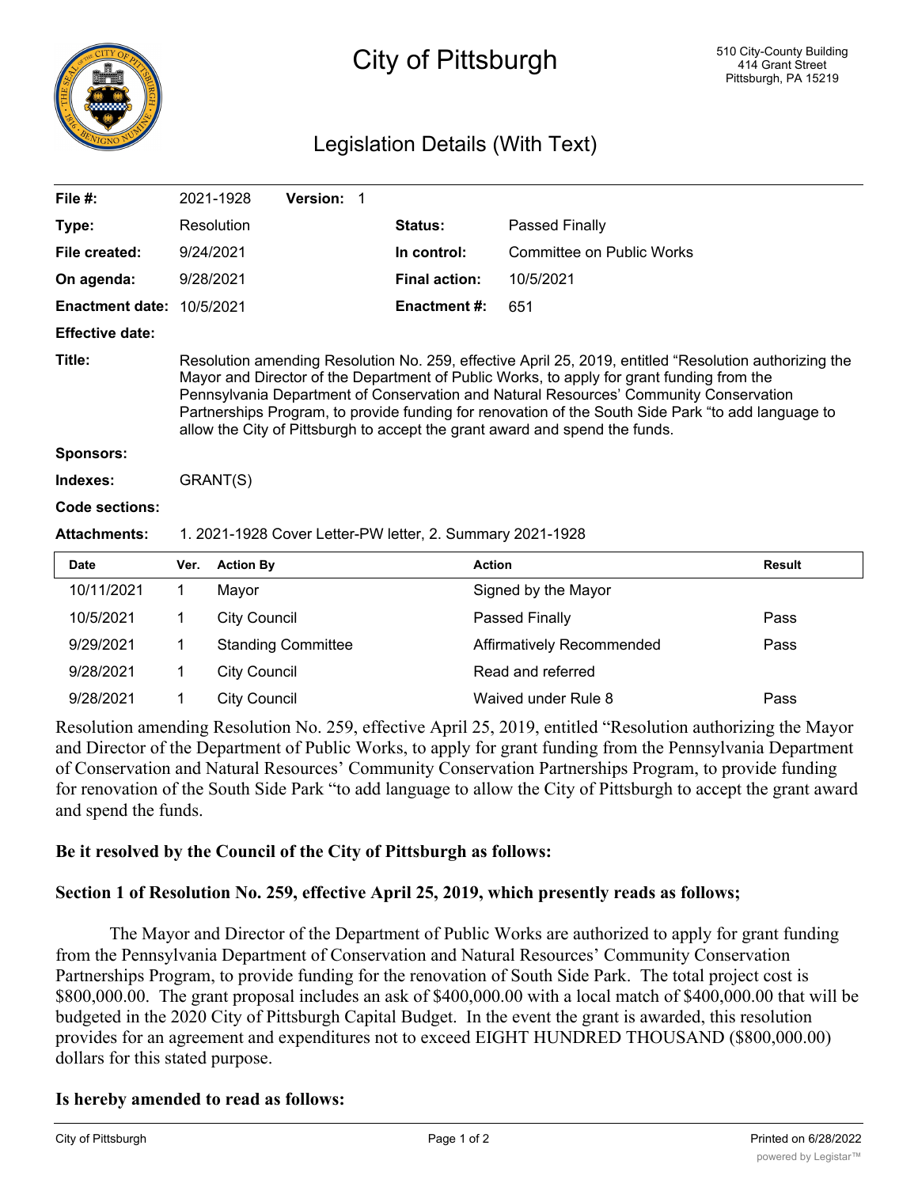# City of Pittsburgh

510 City-County Building
414 Grant Street
Pittsburgh, PA 15219

## Legislation Details (With Text)

| | | | |
|---|---|---|---|
| **File #:** | 2021-1928 **Version:** 1 | | |
| **Type:** | Resolution | **Status:** | Passed Finally |
| **File created:** | 9/24/2021 | **In control:** | Committee on Public Works |
| **On agenda:** | 9/28/2021 | **Final action:** | 10/5/2021 |
| **Enactment date:** | 10/5/2021 | **Enactment #:** | 651 |
| **Effective date:** | | | |

**Title:** Resolution amending Resolution No. 259, effective April 25, 2019, entitled "Resolution authorizing the Mayor and Director of the Department of Public Works, to apply for grant funding from the Pennsylvania Department of Conservation and Natural Resources' Community Conservation Partnerships Program, to provide funding for renovation of the South Side Park "to add language to allow the City of Pittsburgh to accept the grant award and spend the funds.

**Sponsors:**

**Indexes:** GRANT(S)

**Code sections:**

**Attachments:** 1. 2021-1928 Cover Letter-PW letter, 2. Summary 2021-1928

| Date | Ver. | Action By | Action | Result |
|---|---|---|---|---|
| 10/11/2021 | 1 | Mayor | Signed by the Mayor | |
| 10/5/2021 | 1 | City Council | Passed Finally | Pass |
| 9/29/2021 | 1 | Standing Committee | Affirmatively Recommended | Pass |
| 9/28/2021 | 1 | City Council | Read and referred | |
| 9/28/2021 | 1 | City Council | Waived under Rule 8 | Pass |

Resolution amending Resolution No. 259, effective April 25, 2019, entitled "Resolution authorizing the Mayor and Director of the Department of Public Works, to apply for grant funding from the Pennsylvania Department of Conservation and Natural Resources' Community Conservation Partnerships Program, to provide funding for renovation of the South Side Park "to add language to allow the City of Pittsburgh to accept the grant award and spend the funds.

**Be it resolved by the Council of the City of Pittsburgh as follows:**

**Section 1 of Resolution No. 259, effective April 25, 2019, which presently reads as follows;**

The Mayor and Director of the Department of Public Works are authorized to apply for grant funding from the Pennsylvania Department of Conservation and Natural Resources' Community Conservation Partnerships Program, to provide funding for the renovation of South Side Park. The total project cost is \$800,000.00. The grant proposal includes an ask of \$400,000.00 with a local match of \$400,000.00 that will be budgeted in the 2020 City of Pittsburgh Capital Budget. In the event the grant is awarded, this resolution provides for an agreement and expenditures not to exceed EIGHT HUNDRED THOUSAND (\$800,000.00) dollars for this stated purpose.

**Is hereby amended to read as follows:**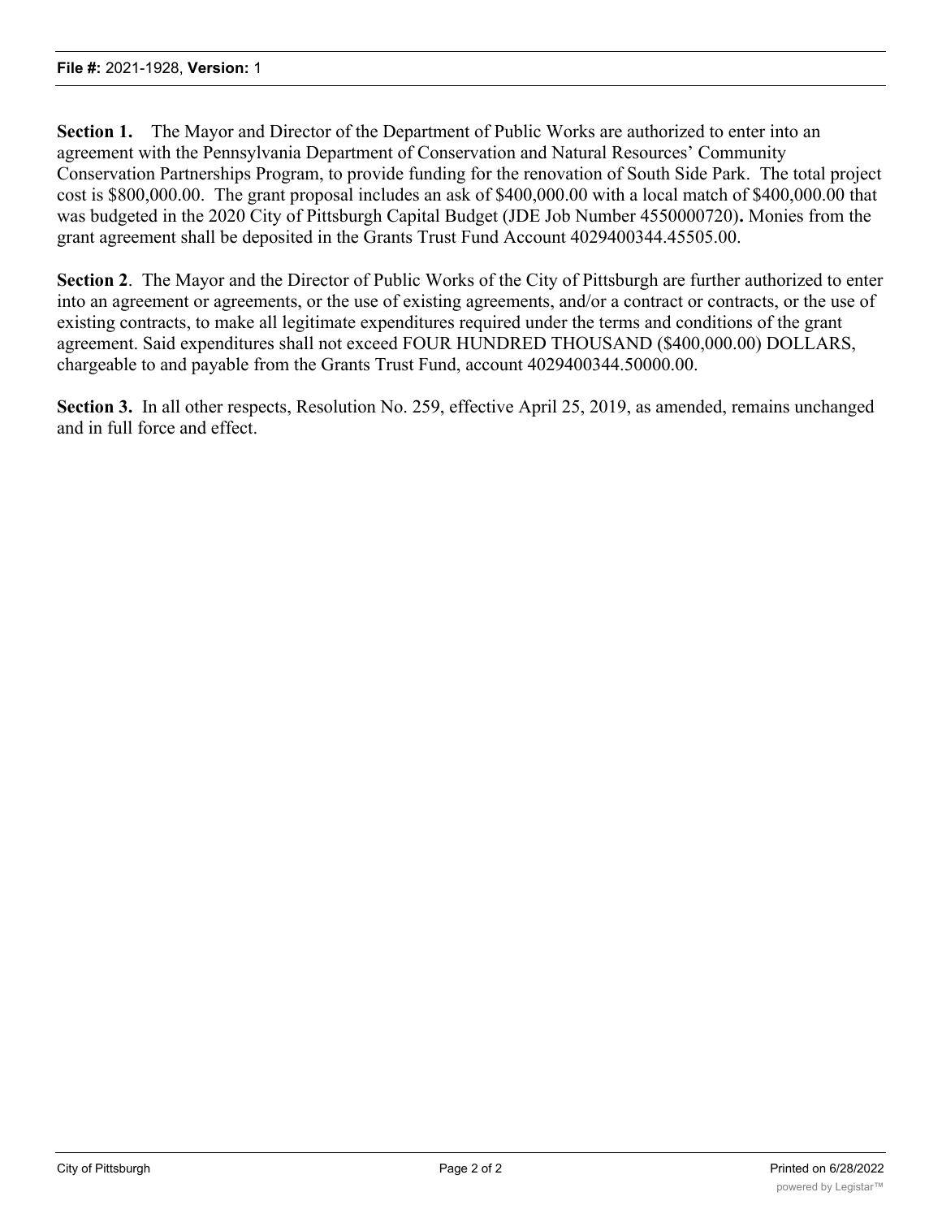**Section 1.** The Mayor and Director of the Department of Public Works are authorized to enter into an agreement with the Pennsylvania Department of Conservation and Natural Resources' Community Conservation Partnerships Program, to provide funding for the renovation of South Side Park. The total project cost is $800,000.00. The grant proposal includes an ask of $400,000.00 with a local match of $400,000.00 that was budgeted in the 2020 City of Pittsburgh Capital Budget (JDE Job Number 4550000720)**.** Monies from the grant agreement shall be deposited in the Grants Trust Fund Account 4029400344.45505.00.

**Section 2**. The Mayor and the Director of Public Works of the City of Pittsburgh are further authorized to enter into an agreement or agreements, or the use of existing agreements, and/or a contract or contracts, or the use of existing contracts, to make all legitimate expenditures required under the terms and conditions of the grant agreement. Said expenditures shall not exceed FOUR HUNDRED THOUSAND ($400,000.00) DOLLARS, chargeable to and payable from the Grants Trust Fund, account 4029400344.50000.00.

**Section 3.** In all other respects, Resolution No. 259, effective April 25, 2019, as amended, remains unchanged and in full force and effect.